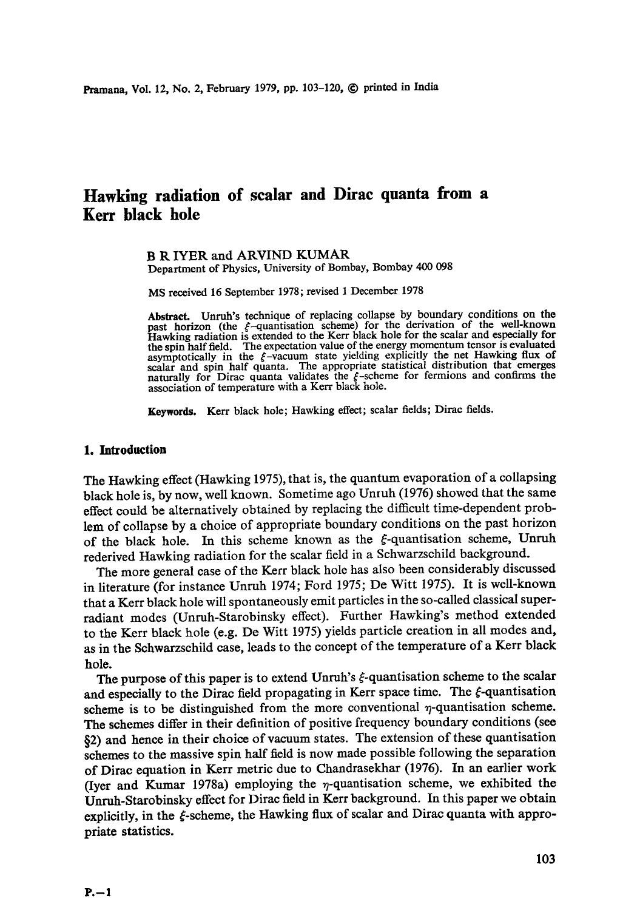# Hawking radiation of scalar and Dirac quanta from a Kerr black hole

B R IYER and ARVIND KUMAR
Department of Physics, University of Bombay, Bombay 400 098

MS received 16 September 1978; revised 1 December 1978

**Abstract.** Unruh's technique of replacing collapse by boundary conditions on the past horizon (the $\xi$-quantisation scheme) for the derivation of the well-known Hawking radiation is extended to the Kerr black hole for the scalar and especially for the spin half field. The expectation value of the energy momentum tensor is evaluated asymptotically in the $\xi$-vacuum state yielding explicitly the net Hawking flux of scalar and spin half quanta. The appropriate statistical distribution that emerges naturally for Dirac quanta validates the $\xi$-scheme for fermions and confirms the association of temperature with a Kerr black hole.

**Keywords.** Kerr black hole; Hawking effect; scalar fields; Dirac fields.

## 1. Introduction

The Hawking effect (Hawking 1975), that is, the quantum evaporation of a collapsing black hole is, by now, well known. Sometime ago Unruh (1976) showed that the same effect could be alternatively obtained by replacing the difficult time-dependent problem of collapse by a choice of appropriate boundary conditions on the past horizon of the black hole. In this scheme known as the $\xi$-quantisation scheme, Unruh rederived Hawking radiation for the scalar field in a Schwarzschild background.

The more general case of the Kerr black hole has also been considerably discussed in literature (for instance Unruh 1974; Ford 1975; De Witt 1975). It is well-known that a Kerr black hole will spontaneously emit particles in the so-called classical super-radiant modes (Unruh-Starobinsky effect). Further Hawking's method extended to the Kerr black hole (e.g. De Witt 1975) yields particle creation in all modes and, as in the Schwarzschild case, leads to the concept of the temperature of a Kerr black hole.

The purpose of this paper is to extend Unruh's $\xi$-quantisation scheme to the scalar and especially to the Dirac field propagating in Kerr space time. The $\xi$-quantisation scheme is to be distinguished from the more conventional $\eta$-quantisation scheme. The schemes differ in their definition of positive frequency boundary conditions (see §2) and hence in their choice of vacuum states. The extension of these quantisation schemes to the massive spin half field is now made possible following the separation of Dirac equation in Kerr metric due to Chandrasekhar (1976). In an earlier work (Iyer and Kumar 1978a) employing the $\eta$-quantisation scheme, we exhibited the Unruh-Starobinsky effect for Dirac field in Kerr background. In this paper we obtain explicitly, in the $\xi$-scheme, the Hawking flux of scalar and Dirac quanta with appropriate statistics.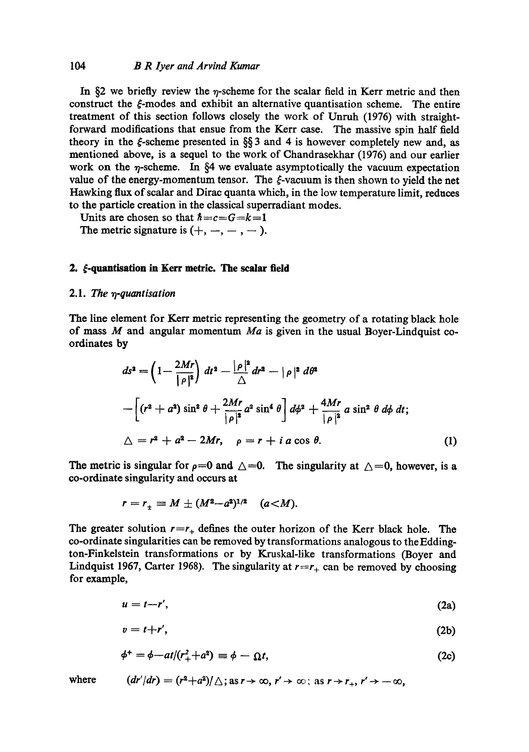In §2 we briefly review the $\eta$-scheme for the scalar field in Kerr metric and then construct the $\xi$-modes and exhibit an alternative quantisation scheme. The entire treatment of this section follows closely the work of Unruh (1976) with straightforward modifications that ensue from the Kerr case. The massive spin half field theory in the $\xi$-scheme presented in §§3 and 4 is however completely new and, as mentioned above, is a sequel to the work of Chandrasekhar (1976) and our earlier work on the $\eta$-scheme. In §4 we evaluate asymptotically the vacuum expectation value of the energy-momentum tensor. The $\xi$-vacuum is then shown to yield the net Hawking flux of scalar and Dirac quanta which, in the low temperature limit, reduces to the particle creation in the classical superradiant modes.

Units are chosen so that $\hbar = c = G = k = 1$

The metric signature is $(+, -, -, -)$.

## 2. $\xi$-quantisation in Kerr metric. The scalar field

### 2.1. *The $\eta$-quantisation*

The line element for Kerr metric representing the geometry of a rotating black hole of mass $M$ and angular momentum $Ma$ is given in the usual Boyer-Lindquist co-ordinates by

$$ds^2 = \left(1 - \frac{2Mr}{|\rho|^2}\right) dt^2 - \frac{|\rho|^2}{\Delta} dr^2 - |\rho|^2 d\theta^2$$

$$- \left[(r^2 + a^2)\sin^2\theta + \frac{2Mr}{|\rho|^2} a^2 \sin^4\theta\right] d\phi^2 + \frac{4Mr}{|\rho|^2} a \sin^2\theta \, d\phi \, dt;$$

$$\Delta = r^2 + a^2 - 2Mr, \quad \rho = r + i a \cos\theta. \tag{1}$$

The metric is singular for $\rho = 0$ and $\Delta = 0$. The singularity at $\Delta = 0$, however, is a co-ordinate singularity and occurs at

$$r = r_{\pm} \equiv M \pm (M^2 - a^2)^{1/2} \quad (a < M).$$

The greater solution $r = r_+$ defines the outer horizon of the Kerr black hole. The co-ordinate singularities can be removed by transformations analogous to the Eddington-Finkelstein transformations or by Kruskal-like transformations (Boyer and Lindquist 1967, Carter 1968). The singularity at $r = r_+$ can be removed by choosing for example,

$$u = t - r', \tag{2a}$$

$$v = t + r', \tag{2b}$$

$$\phi^+ = \phi - at/(r_+^2 + a^2) \equiv \phi - \Omega t, \tag{2c}$$

where $(dr'/dr) = (r^2 + a^2)/\Delta$; as $r \to \infty$, $r' \to \infty$; as $r \to r_+$, $r' \to -\infty$,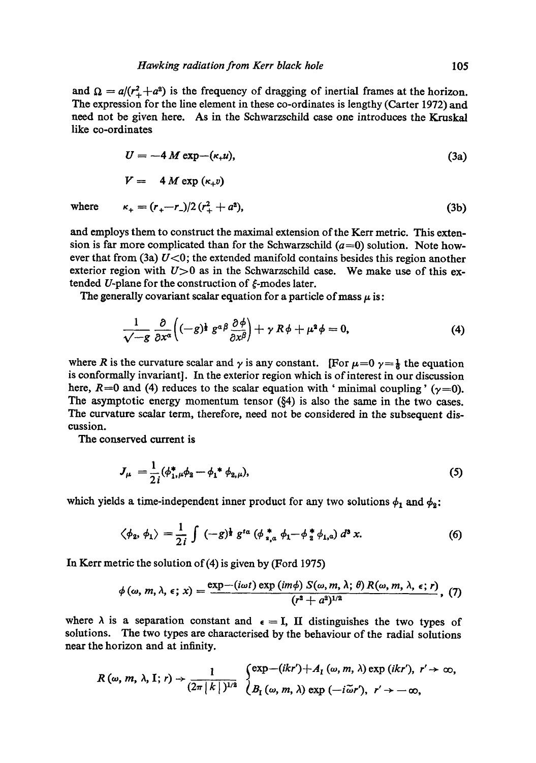and $\Omega = a/(r_+^2+a^2)$ is the frequency of dragging of inertial frames at the horizon. The expression for the line element in these co-ordinates is lengthy (Carter 1972) and need not be given here. As in the Schwarzschild case one introduces the Kruskal like co-ordinates

$$U = -4\,M \exp-(\kappa_+ u), \tag{3a}$$

$$V = \quad 4\,M \exp(\kappa_+ v)$$

where $\quad \kappa_+ = (r_+ - r_-)/2\,(r_+^2 + a^2), \qquad\qquad (3b)$

and employs them to construct the maximal extension of the Kerr metric. This extension is far more complicated than for the Schwarzschild ($a=0$) solution. Note however that from (3a) $U<0$; the extended manifold contains besides this region another exterior region with $U>0$ as in the Schwarzschild case. We make use of this extended $U$-plane for the construction of $\xi$-modes later.

The generally covariant scalar equation for a particle of mass $\mu$ is:

$$\frac{1}{\sqrt{-g}}\frac{\partial}{\partial x^\alpha}\left((-g)^{\frac{1}{2}}\, g^{\alpha\beta}\frac{\partial\phi}{\partial x^\beta}\right) + \gamma\, R\phi + \mu^2\phi = 0, \tag{4}$$

where $R$ is the curvature scalar and $\gamma$ is any constant. [For $\mu=0$ $\gamma=\frac{1}{6}$ the equation is conformally invariant]. In the exterior region which is of interest in our discussion here, $R=0$ and (4) reduces to the scalar equation with 'minimal coupling' ($\gamma=0$). The asymptotic energy momentum tensor (§4) is also the same in the two cases. The curvature scalar term, therefore, need not be considered in the subsequent discussion.

The conserved current is

$$J_\mu = \frac{1}{2i}(\phi_{1,\mu}^*\phi_2 - \phi_1^*\,\phi_{2,\mu}), \tag{5}$$

which yields a time-independent inner product for any two solutions $\phi_1$ and $\phi_2$:

$$\langle\phi_2, \phi_1\rangle = \frac{1}{2i}\int (-g)^{\frac{1}{2}}\, g^{t\alpha}\,(\phi_{2,\alpha}^*\,\phi_1 - \phi_2^*\,\phi_{1,\alpha})\, d^3 x. \tag{6}$$

In Kerr metric the solution of (4) is given by (Ford 1975)

$$\phi\,(\omega, m, \lambda, \epsilon;\, x) = \frac{\exp-(i\omega t)\exp(im\phi)\, S(\omega, m, \lambda;\, \theta)\, R(\omega, m, \lambda, \epsilon;\, r)}{(r^2+a^2)^{1/2}}, \tag{7}$$

where $\lambda$ is a separation constant and $\epsilon = \mathrm{I}, \mathrm{II}$ distinguishes the two types of solutions. The two types are characterised by the behaviour of the radial solutions near the horizon and at infinity.

$$R(\omega, m, \lambda, \mathrm{I};\, r) \to \frac{1}{(2\pi\,|k\,|)^{1/2}}\begin{cases}\exp-(ikr') + A_{\mathrm{I}}\,(\omega, m, \lambda)\exp(ikr'), & r' \to \infty,\\ B_{\mathrm{I}}\,(\omega, m, \lambda)\exp(-i\tilde{\omega} r'), & r' \to -\infty,\end{cases}$$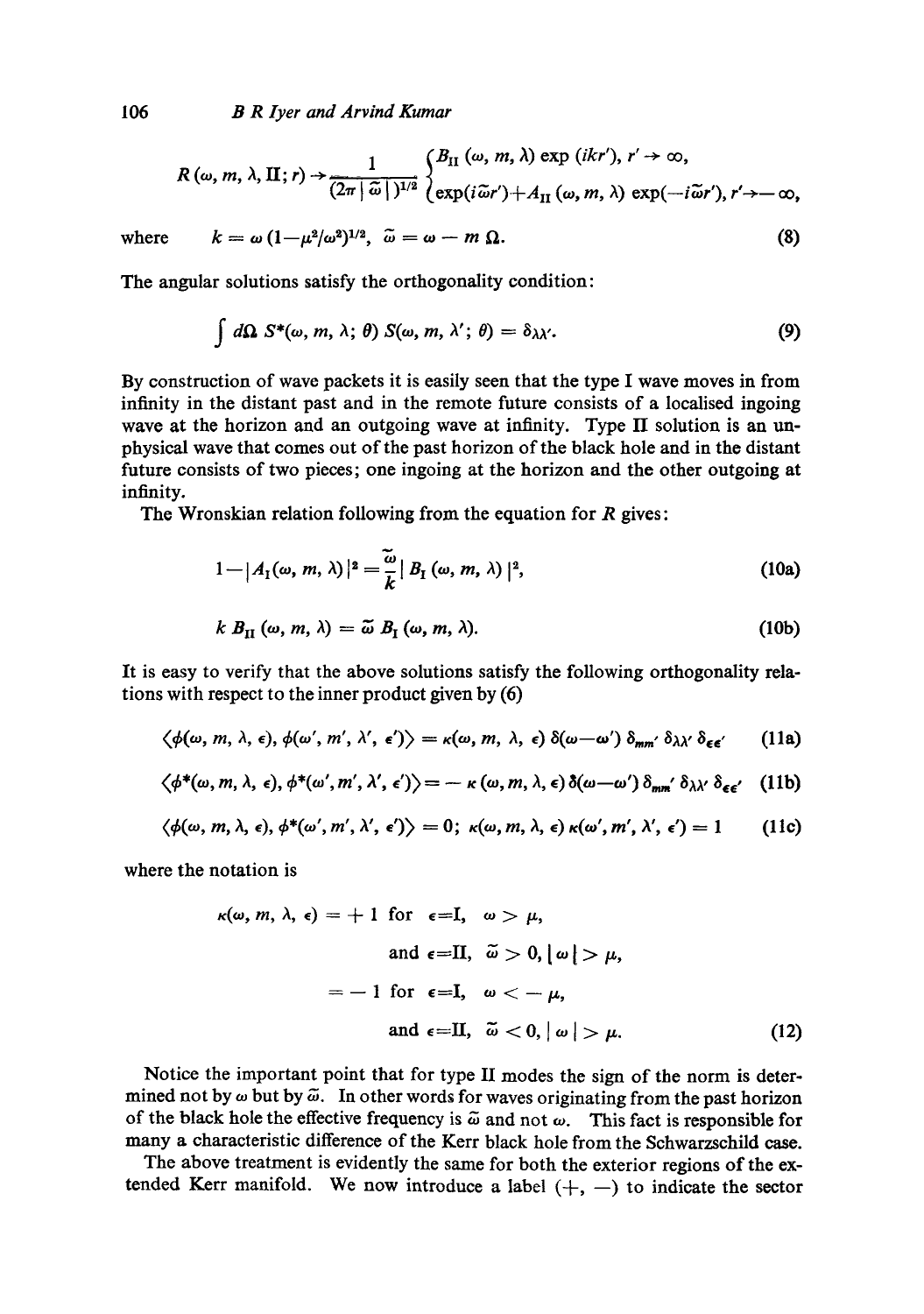$$R(\omega, m, \lambda, \mathrm{II}; r) \to \frac{1}{(2\pi |\tilde{\omega}|)^{1/2}} \begin{cases} B_{\mathrm{II}}(\omega, m, \lambda) \exp(ikr'), & r' \to \infty, \\ \exp(i\tilde{\omega} r') + A_{\mathrm{II}}(\omega, m, \lambda) \exp(-i\tilde{\omega} r'), & r' \to -\infty, \end{cases}$$

where $\quad k = \omega\, (1 - \mu^2/\omega^2)^{1/2}, \ \ \tilde{\omega} = \omega - m\,\Omega. \qquad (8)$

The angular solutions satisfy the orthogonality condition:

$$\int d\Omega \; S^*(\omega, m, \lambda; \theta)\, S(\omega, m, \lambda'; \theta) = \delta_{\lambda\lambda'}. \tag{9}$$

By construction of wave packets it is easily seen that the type I wave moves in from infinity in the distant past and in the remote future consists of a localised ingoing wave at the horizon and an outgoing wave at infinity. Type II solution is an unphysical wave that comes out of the past horizon of the black hole and in the distant future consists of two pieces; one ingoing at the horizon and the other outgoing at infinity.

The Wronskian relation following from the equation for $R$ gives:

$$1 - |A_{\mathrm{I}}(\omega, m, \lambda)|^2 = \frac{\tilde{\omega}}{k} |B_{\mathrm{I}}(\omega, m, \lambda)|^2, \tag{10a}$$

$$k\, B_{\mathrm{II}}(\omega, m, \lambda) = \tilde{\omega}\, B_{\mathrm{I}}(\omega, m, \lambda). \tag{10b}$$

It is easy to verify that the above solutions satisfy the following orthogonality relations with respect to the inner product given by (6)

$$\langle \phi(\omega, m, \lambda, \epsilon), \phi(\omega', m', \lambda', \epsilon') \rangle = \kappa(\omega, m, \lambda, \epsilon)\, \delta(\omega - \omega')\, \delta_{mm'}\, \delta_{\lambda\lambda'}\, \delta_{\epsilon\epsilon'} \tag{11a}$$

$$\langle \phi^*(\omega, m, \lambda, \epsilon), \phi^*(\omega', m', \lambda', \epsilon') \rangle = -\,\kappa(\omega, m, \lambda, \epsilon)\, \delta(\omega - \omega')\, \delta_{mm'}\, \delta_{\lambda\lambda'}\, \delta_{\epsilon\epsilon'} \tag{11b}$$

$$\langle \phi(\omega, m, \lambda, \epsilon), \phi^*(\omega', m', \lambda', \epsilon') \rangle = 0; \ \kappa(\omega, m, \lambda, \epsilon)\, \kappa(\omega', m', \lambda', \epsilon') = 1 \tag{11c}$$

where the notation is

$$\begin{aligned} \kappa(\omega, m, \lambda, \epsilon) &= +1 \ \text{ for } \ \epsilon = \mathrm{I}, \ \ \omega > \mu, \\ &\qquad\quad \text{and } \epsilon = \mathrm{II}, \ \ \tilde{\omega} > 0, |\omega| > \mu, \\ &= -1 \ \text{ for } \ \epsilon = \mathrm{I}, \ \ \omega < -\mu, \\ &\qquad\quad \text{and } \epsilon = \mathrm{II}, \ \ \tilde{\omega} < 0, |\omega| > \mu. \end{aligned} \tag{12}$$

Notice the important point that for type II modes the sign of the norm is determined not by $\omega$ but by $\tilde{\omega}$. In other words for waves originating from the past horizon of the black hole the effective frequency is $\tilde{\omega}$ and not $\omega$. This fact is responsible for many a characteristic difference of the Kerr black hole from the Schwarzschild case.

The above treatment is evidently the same for both the exterior regions of the extended Kerr manifold. We now introduce a label $(+, -)$ to indicate the sector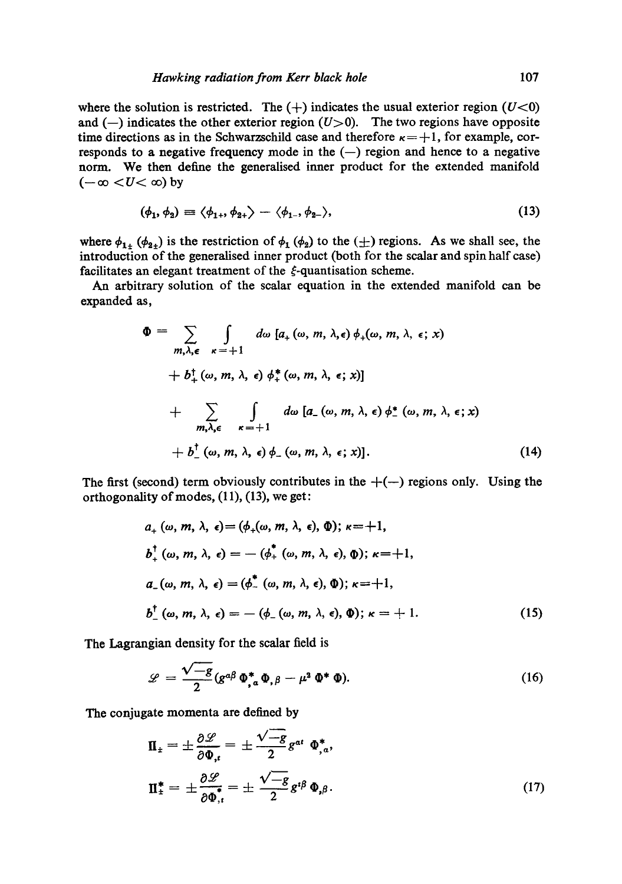where the solution is restricted. The (+) indicates the usual exterior region ($U<0$) and (−) indicates the other exterior region ($U>0$). The two regions have opposite time directions as in the Schwarzschild case and therefore $\kappa=+1$, for example, corresponds to a negative frequency mode in the (−) region and hence to a negative norm. We then define the generalised inner product for the extended manifold ($-\infty<U<\infty$) by

$$(\phi_1, \phi_2) \equiv \langle \phi_{1+}, \phi_{2+}\rangle - \langle \phi_{1-}, \phi_{2-}\rangle, \tag{13}$$

where $\phi_{1\pm}$ ($\phi_{2\pm}$) is the restriction of $\phi_1$ ($\phi_2$) to the ($\pm$) regions. As we shall see, the introduction of the generalised inner product (both for the scalar and spin half case) facilitates an elegant treatment of the $\xi$-quantisation scheme.

An arbitrary solution of the scalar equation in the extended manifold can be expanded as,

$$\begin{aligned}
\Phi = &\sum_{m,\lambda,\epsilon} \int_{\kappa=+1} d\omega\, [a_+(\omega, m, \lambda, \epsilon)\, \phi_+(\omega, m, \lambda, \epsilon; x) \\
&+ b_+^\dagger(\omega, m, \lambda, \epsilon)\, \phi_+^*(\omega, m, \lambda, \epsilon; x)] \\
&+ \sum_{m,\lambda,\epsilon} \int_{\kappa=+1} d\omega\, [a_-(\omega, m, \lambda, \epsilon)\, \phi_-^*(\omega, m, \lambda, \epsilon; x) \\
&+ b_-^\dagger(\omega, m, \lambda, \epsilon)\, \phi_-(\omega, m, \lambda, \epsilon; x)].
\end{aligned} \tag{14}$$

The first (second) term obviously contributes in the +(−) regions only. Using the orthogonality of modes, (11), (13), we get:

$$\begin{aligned}
a_+(\omega, m, \lambda, \epsilon) &= (\phi_+(\omega, m, \lambda, \epsilon), \Phi);\ \kappa=+1, \\
b_+^\dagger(\omega, m, \lambda, \epsilon) &= -(\phi_+^*(\omega, m, \lambda, \epsilon), \Phi);\ \kappa=+1, \\
a_-(\omega, m, \lambda, \epsilon) &= (\phi_-^*(\omega, m, \lambda, \epsilon), \Phi);\ \kappa=+1, \\
b_-^\dagger(\omega, m, \lambda, \epsilon) &= -(\phi_-(\omega, m, \lambda, \epsilon), \Phi);\ \kappa=+1.
\end{aligned} \tag{15}$$

The Lagrangian density for the scalar field is

$$\mathscr{L} = \frac{\sqrt{-g}}{2}\left(g^{\alpha\beta}\, \Phi^*_{,\alpha}\, \Phi_{,\beta} - \mu^2\, \Phi^*\, \Phi\right). \tag{16}$$

The conjugate momenta are defined by

$$\begin{aligned}
\Pi_\pm &= \pm\frac{\partial \mathscr{L}}{\partial \Phi_{,t}} = \pm\frac{\sqrt{-g}}{2} g^{\alpha t}\, \Phi^*_{,\alpha}, \\
\Pi_\pm^* &= \pm\frac{\partial \mathscr{L}}{\partial \Phi^*_{,t}} = \pm\frac{\sqrt{-g}}{2} g^{t\beta}\, \Phi_{,\beta}.
\end{aligned} \tag{17}$$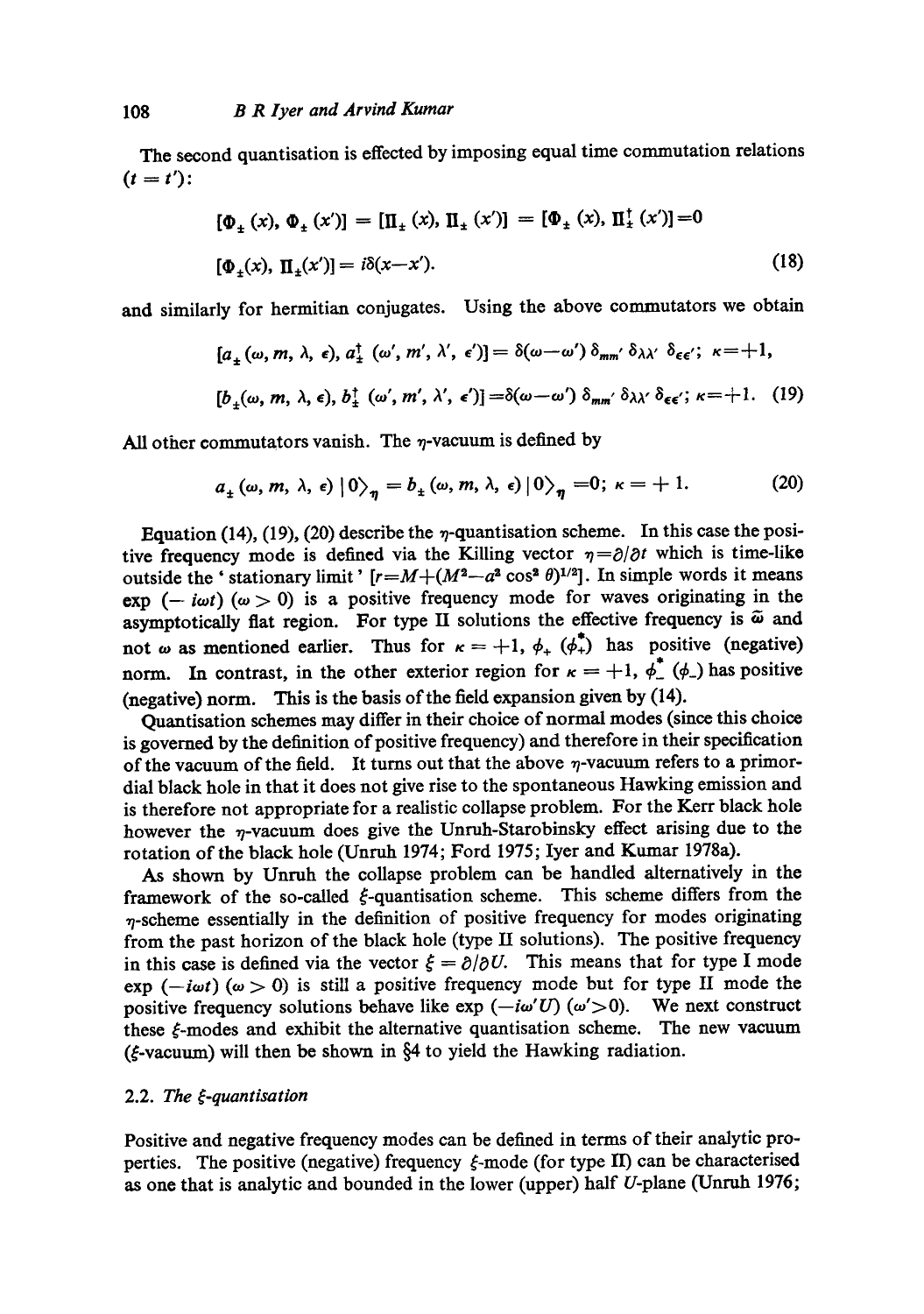The second quantisation is effected by imposing equal time commutation relations ($t = t'$):

$$[\Phi_\pm(x), \Phi_\pm(x')] = [\Pi_\pm(x), \Pi_\pm(x')] = [\Phi_\pm(x), \Pi_\pm^\dagger(x')] = 0$$

$$[\Phi_\pm(x), \Pi_\pm(x')] = i\delta(x-x'). \tag{18}$$

and similarly for hermitian conjugates. Using the above commutators we obtain

$$[a_\pm(\omega, m, \lambda, \epsilon), a_\pm^\dagger(\omega', m', \lambda', \epsilon')] = \delta(\omega-\omega')\,\delta_{mm'}\,\delta_{\lambda\lambda'}\,\delta_{\epsilon\epsilon'};\ \kappa = +1,$$

$$[b_\pm(\omega, m, \lambda, \epsilon), b_\pm^\dagger(\omega', m', \lambda', \epsilon')] = \delta(\omega-\omega')\,\delta_{mm'}\,\delta_{\lambda\lambda'}\,\delta_{\epsilon\epsilon'};\ \kappa = +1. \tag{19}$$

All other commutators vanish. The $\eta$-vacuum is defined by

$$a_\pm(\omega, m, \lambda, \epsilon)\,|0\rangle_\eta = b_\pm(\omega, m, \lambda, \epsilon)\,|0\rangle_\eta = 0;\ \kappa = +1. \tag{20}$$

Equation (14), (19), (20) describe the $\eta$-quantisation scheme. In this case the positive frequency mode is defined via the Killing vector $\eta = \partial/\partial t$ which is time-like outside the 'stationary limit' $[r = M + (M^2 - a^2 \cos^2 \theta)^{1/2}]$. In simple words it means $\exp(-i\omega t)$ $(\omega > 0)$ is a positive frequency mode for waves originating in the asymptotically flat region. For type II solutions the effective frequency is $\tilde{\omega}$ and not $\omega$ as mentioned earlier. Thus for $\kappa = +1$, $\phi_+$ $(\phi_+^*)$ has positive (negative) norm. In contrast, in the other exterior region for $\kappa = +1$, $\phi_-^*$ $(\phi_-)$ has positive (negative) norm. This is the basis of the field expansion given by (14).

Quantisation schemes may differ in their choice of normal modes (since this choice is governed by the definition of positive frequency) and therefore in their specification of the vacuum of the field. It turns out that the above $\eta$-vacuum refers to a primordial black hole in that it does not give rise to the spontaneous Hawking emission and is therefore not appropriate for a realistic collapse problem. For the Kerr black hole however the $\eta$-vacuum does give the Unruh-Starobinsky effect arising due to the rotation of the black hole (Unruh 1974; Ford 1975; Iyer and Kumar 1978a).

As shown by Unruh the collapse problem can be handled alternatively in the framework of the so-called $\xi$-quantisation scheme. This scheme differs from the $\eta$-scheme essentially in the definition of positive frequency for modes originating from the past horizon of the black hole (type II solutions). The positive frequency in this case is defined via the vector $\xi = \partial/\partial U$. This means that for type I mode $\exp(-i\omega t)$ $(\omega > 0)$ is still a positive frequency mode but for type II mode the positive frequency solutions behave like $\exp(-i\omega' U)$ $(\omega' > 0)$. We next construct these $\xi$-modes and exhibit the alternative quantisation scheme. The new vacuum ($\xi$-vacuum) will then be shown in §4 to yield the Hawking radiation.

### 2.2. *The $\xi$-quantisation*

Positive and negative frequency modes can be defined in terms of their analytic properties. The positive (negative) frequency $\xi$-mode (for type II) can be characterised as one that is analytic and bounded in the lower (upper) half $U$-plane (Unruh 1976;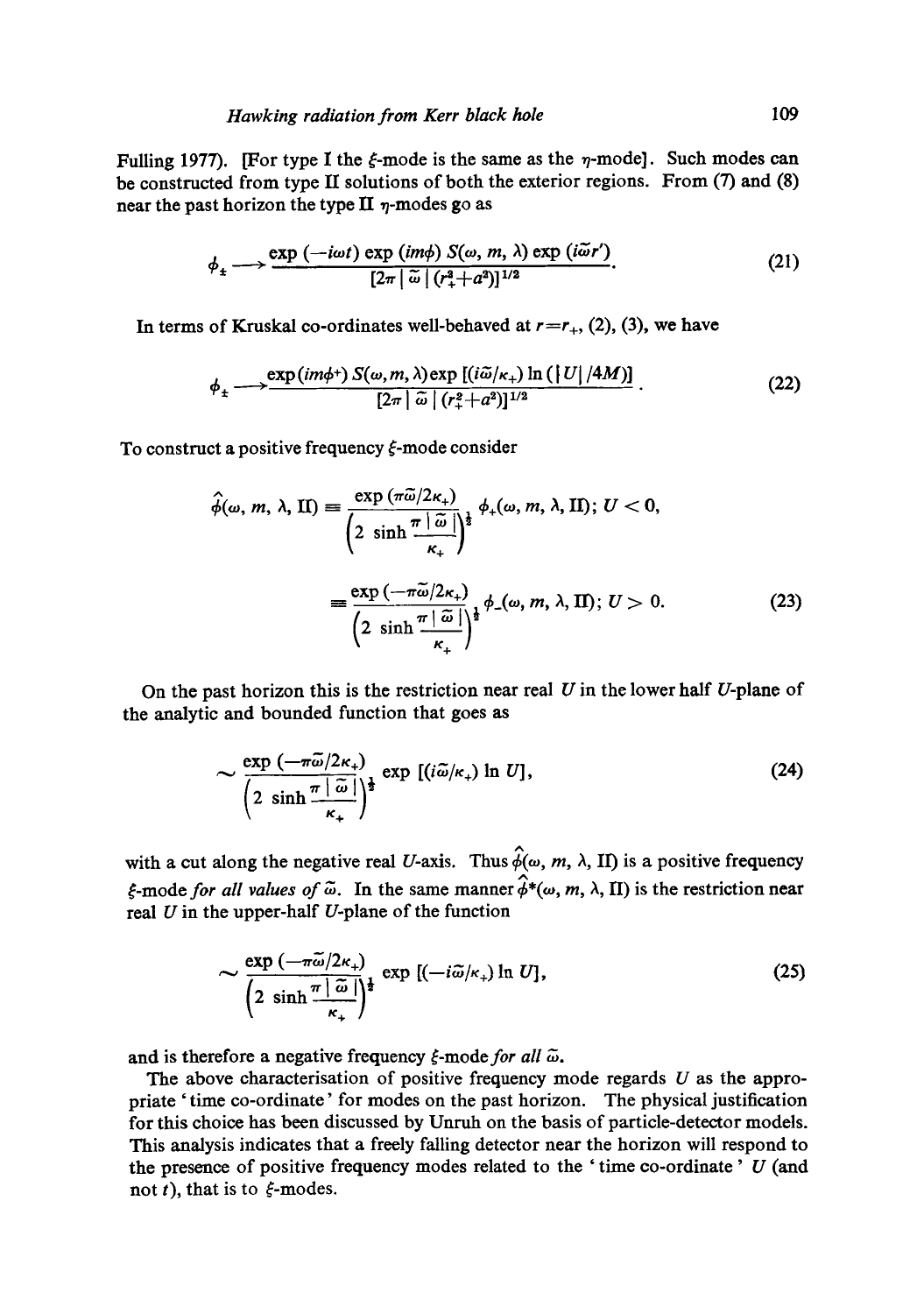Fulling 1977). [For type I the $\xi$-mode is the same as the $\eta$-mode]. Such modes can be constructed from type II solutions of both the exterior regions. From (7) and (8) near the past horizon the type II $\eta$-modes go as

$$\phi_{\pm} \longrightarrow \frac{\exp(-i\omega t)\exp(im\phi)\, S(\omega, m, \lambda)\exp(i\tilde{\omega} r')}{[2\pi\,|\,\tilde{\omega}\,|\,(r_+^2+a^2)]^{1/2}}. \tag{21}$$

In terms of Kruskal co-ordinates well-behaved at $r=r_+$, (2), (3), we have

$$\phi_{\pm} \longrightarrow \frac{\exp(im\phi^+)\, S(\omega, m, \lambda)\exp[(i\tilde{\omega}/\kappa_+)\ln(|U|/4M)]}{[2\pi\,|\,\tilde{\omega}\,|\,(r_+^2+a^2)]^{1/2}}. \tag{22}$$

To construct a positive frequency $\xi$-mode consider

$$\hat{\phi}(\omega, m, \lambda, \mathrm{II}) \equiv \frac{\exp(\pi\tilde{\omega}/2\kappa_+)}{\left(2\sinh\dfrac{\pi\,|\,\tilde{\omega}\,|}{\kappa_+}\right)^{\frac{1}{2}}}\,\phi_+(\omega, m, \lambda, \mathrm{II});\; U<0,$$

$$\equiv \frac{\exp(-\pi\tilde{\omega}/2\kappa_+)}{\left(2\sinh\dfrac{\pi\,|\,\tilde{\omega}\,|}{\kappa_+}\right)^{\frac{1}{2}}}\,\phi_-(\omega, m, \lambda, \mathrm{II});\; U>0. \tag{23}$$

On the past horizon this is the restriction near real $U$ in the lower half $U$-plane of the analytic and bounded function that goes as

$$\sim \frac{\exp(-\pi\tilde{\omega}/2\kappa_+)}{\left(2\sinh\dfrac{\pi\,|\,\tilde{\omega}\,|}{\kappa_+}\right)^{\frac{1}{2}}}\exp[(i\tilde{\omega}/\kappa_+)\ln U], \tag{24}$$

with a cut along the negative real $U$-axis. Thus $\hat{\phi}(\omega, m, \lambda, \mathrm{II})$ is a positive frequency $\xi$-mode *for all values of* $\tilde{\omega}$. In the same manner $\hat{\phi}^*(\omega, m, \lambda, \mathrm{II})$ is the restriction near real $U$ in the upper-half $U$-plane of the function

$$\sim \frac{\exp(-\pi\tilde{\omega}/2\kappa_+)}{\left(2\sinh\dfrac{\pi\,|\,\tilde{\omega}\,|}{\kappa_+}\right)^{\frac{1}{2}}}\exp[(-i\tilde{\omega}/\kappa_+)\ln U], \tag{25}$$

and is therefore a negative frequency $\xi$-mode *for all* $\tilde{\omega}$.

The above characterisation of positive frequency mode regards $U$ as the appropriate 'time co-ordinate' for modes on the past horizon. The physical justification for this choice has been discussed by Unruh on the basis of particle-detector models. This analysis indicates that a freely falling detector near the horizon will respond to the presence of positive frequency modes related to the 'time co-ordinate' $U$ (and not $t$), that is to $\xi$-modes.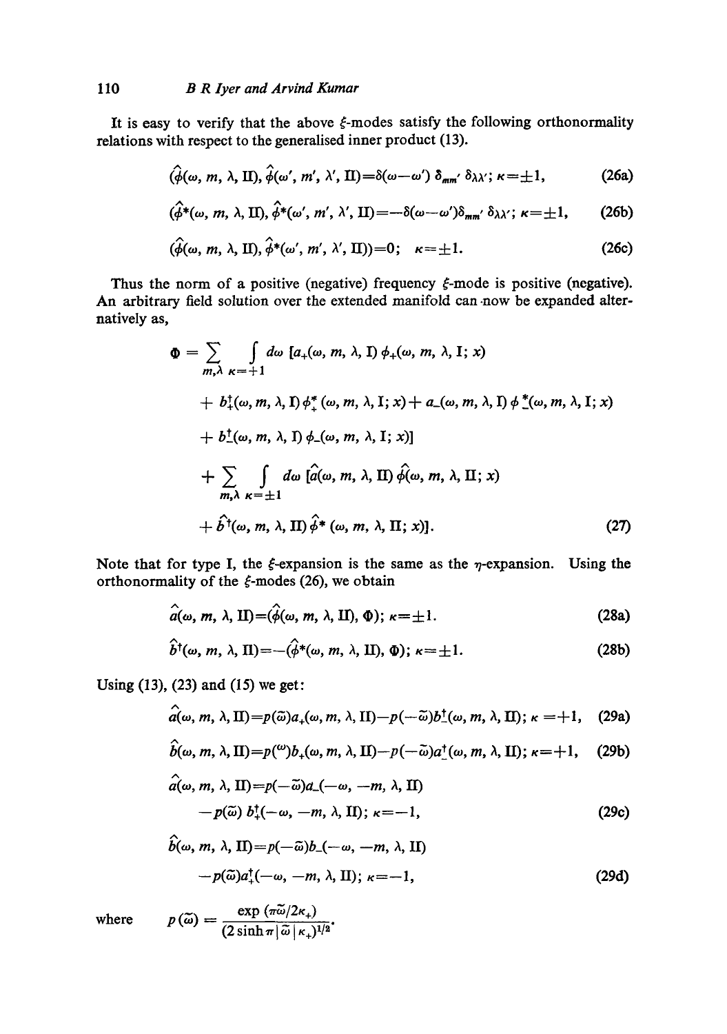It is easy to verify that the above $\xi$-modes satisfy the following orthonormality relations with respect to the generalised inner product (13).

$$(\hat{\phi}(\omega, m, \lambda, \text{II}), \hat{\phi}(\omega', m', \lambda', \text{II}) = \delta(\omega - \omega')\, \delta_{mm'}\, \delta_{\lambda\lambda'};\ \kappa = \pm 1, \tag{26a}$$

$$(\hat{\phi}^*(\omega, m, \lambda, \text{II}), \hat{\phi}^*(\omega', m', \lambda', \text{II}) = -\delta(\omega - \omega')\delta_{mm'}\, \delta_{\lambda\lambda'};\ \kappa = \pm 1, \tag{26b}$$

$$(\hat{\phi}(\omega, m, \lambda, \text{II}), \hat{\phi}^*(\omega', m', \lambda', \text{II})) = 0;\quad \kappa = \pm 1. \tag{26c}$$

Thus the norm of a positive (negative) frequency $\xi$-mode is positive (negative). An arbitrary field solution over the extended manifold can now be expanded alternatively as,

$$\begin{aligned}
\Phi = \sum_{m,\lambda}\ \sum_{\kappa=+1} \int d\omega\ & [a_+(\omega, m, \lambda, \text{I})\, \phi_+(\omega, m, \lambda, \text{I}; x) \\
& + b_+^\dagger(\omega, m, \lambda, \text{I})\, \phi_+^*(\omega, m, \lambda, \text{I}; x) + a_-(\omega, m, \lambda, \text{I})\, \phi_-^*(\omega, m, \lambda, \text{I}; x) \\
& + b_-^\dagger(\omega, m, \lambda, \text{I})\, \phi_-(\omega, m, \lambda, \text{I}; x)] \\
+ \sum_{m,\lambda}\ \sum_{\kappa=\pm 1} \int d\omega\ & [\hat{a}(\omega, m, \lambda, \text{II})\, \hat{\phi}(\omega, m, \lambda, \text{II}; x) \\
& + \hat{b}^\dagger(\omega, m, \lambda, \text{II})\, \hat{\phi}^*(\omega, m, \lambda, \text{II}; x)].
\end{aligned} \tag{27}$$

Note that for type I, the $\xi$-expansion is the same as the $\eta$-expansion. Using the orthonormality of the $\xi$-modes (26), we obtain

$$\hat{a}(\omega, m, \lambda, \text{II}) = (\hat{\phi}(\omega, m, \lambda, \text{II}), \Phi);\ \kappa = \pm 1. \tag{28a}$$

$$\hat{b}^\dagger(\omega, m, \lambda, \text{II}) = -(\hat{\phi}^*(\omega, m, \lambda, \text{II}), \Phi);\ \kappa = \pm 1. \tag{28b}$$

Using (13), (23) and (15) we get:

$$\hat{a}(\omega, m, \lambda, \text{II}) = p(\tilde{\omega})\, a_+(\omega, m, \lambda, \text{II}) - p(-\tilde{\omega})\, b_-^\dagger(\omega, m, \lambda, \text{II});\ \kappa = +1, \tag{29a}$$

$$\hat{b}(\omega, m, \lambda, \text{II}) = p(\omega)\, b_+(\omega, m, \lambda, \text{II}) - p(-\tilde{\omega})\, a_-^\dagger(\omega, m, \lambda, \text{II});\ \kappa = +1, \tag{29b}$$

$$\begin{aligned}
\hat{a}(\omega, m, \lambda, \text{II}) &= p(-\tilde{\omega})\, a_-(-\omega, -m, \lambda, \text{II}) \\
&\quad - p(\tilde{\omega})\, b_+^\dagger(-\omega, -m, \lambda, \text{II});\ \kappa = -1,
\end{aligned} \tag{29c}$$

$$\begin{aligned}
\hat{b}(\omega, m, \lambda, \text{II}) &= p(-\tilde{\omega})\, b_-(-\omega, -m, \lambda, \text{II}) \\
&\quad - p(\tilde{\omega})\, a_+^\dagger(-\omega, -m, \lambda, \text{II});\ \kappa = -1,
\end{aligned} \tag{29d}$$

where $$p(\tilde{\omega}) = \frac{\exp(\pi\tilde{\omega}/2\kappa_+)}{(2\sinh \pi|\tilde{\omega}|\kappa_+)^{1/2}}.$$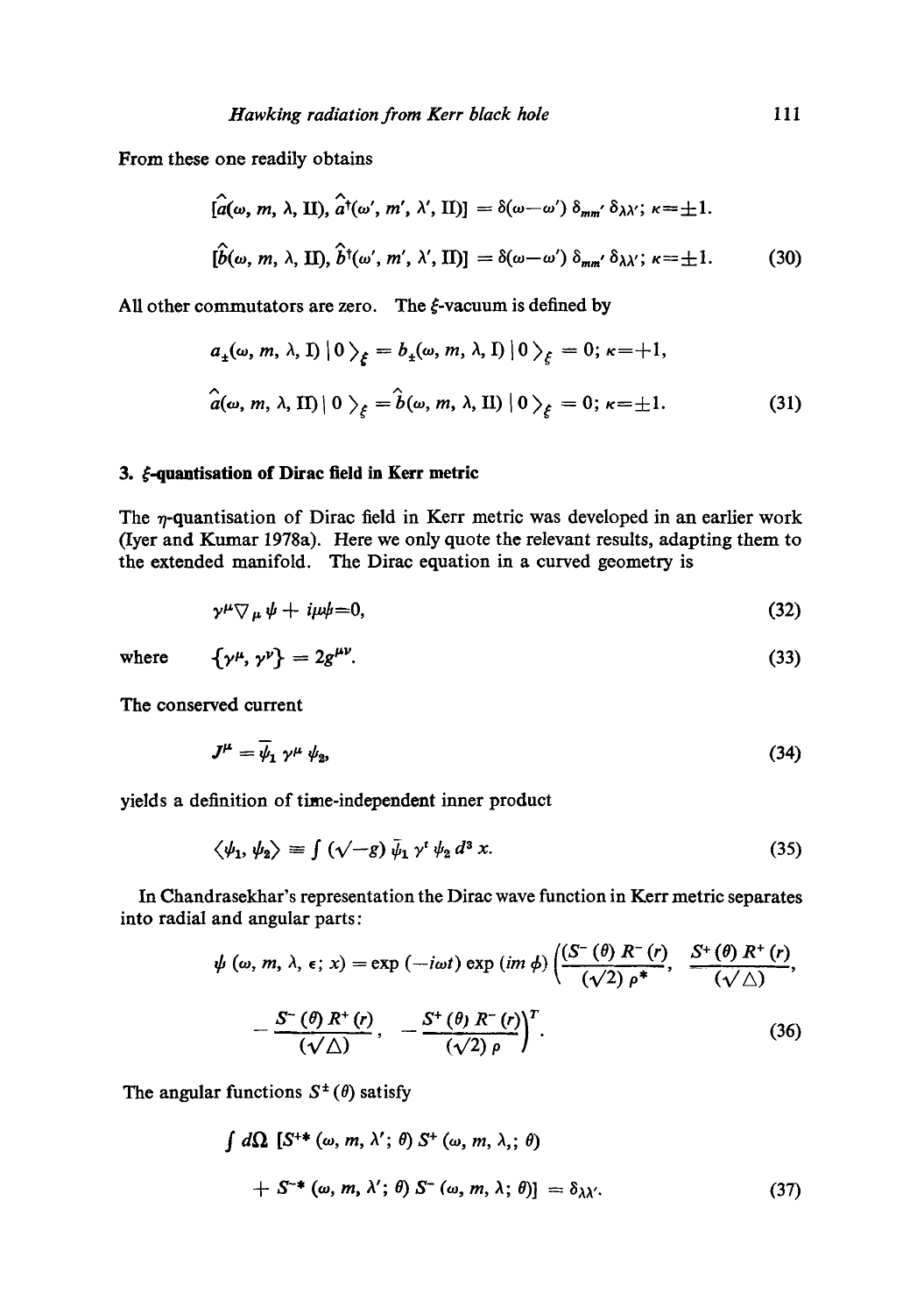From these one readily obtains

$$[\hat{a}(\omega, m, \lambda, \mathrm{II}), \hat{a}^\dagger(\omega', m', \lambda', \mathrm{II})] = \delta(\omega-\omega')\, \delta_{mm'}\, \delta_{\lambda\lambda'};\ \kappa=\pm 1.$$

$$[\hat{b}(\omega, m, \lambda, \mathrm{II}), \hat{b}^\dagger(\omega', m', \lambda', \mathrm{II})] = \delta(\omega-\omega')\, \delta_{mm'}\, \delta_{\lambda\lambda'};\ \kappa=\pm 1. \tag{30}$$

All other commutators are zero. The $\xi$-vacuum is defined by

$$a_\pm(\omega, m, \lambda, \mathrm{I})\,|\,0\rangle_\xi = b_\pm(\omega, m, \lambda, \mathrm{I})\,|\,0\rangle_\xi = 0;\ \kappa=+1,$$

$$\hat{a}(\omega, m, \lambda, \mathrm{II})\,|\,0\rangle_\xi = \hat{b}(\omega, m, \lambda, \mathrm{II})\,|\,0\rangle_\xi = 0;\ \kappa=\pm 1. \tag{31}$$

### 3. $\xi$-quantisation of Dirac field in Kerr metric

The $\eta$-quantisation of Dirac field in Kerr metric was developed in an earlier work (Iyer and Kumar 1978a). Here we only quote the relevant results, adapting them to the extended manifold. The Dirac equation in a curved geometry is

$$\gamma^\mu \nabla_\mu \psi + i\mu\psi = 0, \tag{32}$$

where $\quad \{\gamma^\mu, \gamma^\nu\} = 2g^{\mu\nu}. \tag{33}$

The conserved current

$$J^\mu = \bar{\psi}_1\, \gamma^\mu\, \psi_2, \tag{34}$$

yields a definition of time-independent inner product

$$\langle \psi_1, \psi_2 \rangle \equiv \int (\sqrt{-g})\, \bar{\psi}_1\, \gamma^t\, \psi_2\, d^3 x. \tag{35}$$

In Chandrasekhar's representation the Dirac wave function in Kerr metric separates into radial and angular parts:

$$\psi\,(\omega, m, \lambda, \epsilon;\, x) = \exp\,(-i\omega t)\, \exp\,(im\,\phi) \left( \frac{S^-(\theta)\, R^-(r)}{(\sqrt{2})\, \rho^*},\ \frac{S^+(\theta)\, R^+(r)}{(\sqrt{\Delta})},\right.$$

$$\left. -\frac{S^-(\theta)\, R^+(r)}{(\sqrt{\Delta})},\ -\frac{S^+(\theta)\, R^-(r)}{(\sqrt{2})\, \rho} \right)^T. \tag{36}$$

The angular functions $S^\pm(\theta)$ satisfy

$$\int d\Omega\, [S^{+*}(\omega, m, \lambda';\, \theta)\, S^+(\omega, m, \lambda;\, \theta)$$

$$+\, S^{-*}(\omega, m, \lambda';\, \theta)\, S^-(\omega, m, \lambda;\, \theta)] = \delta_{\lambda\lambda'}. \tag{37}$$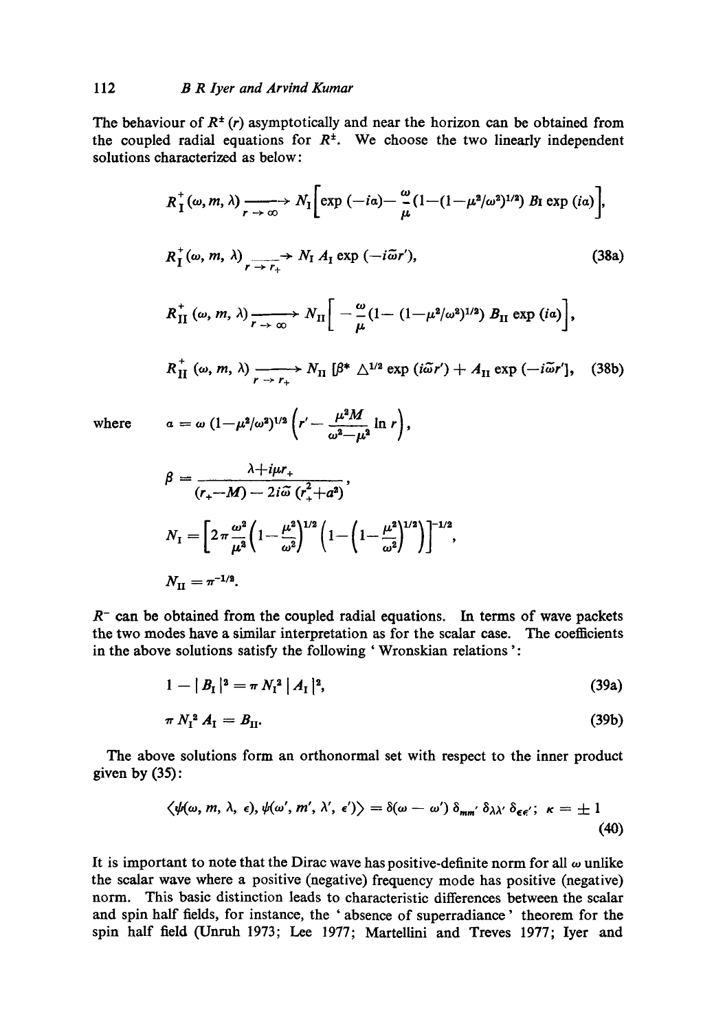The behaviour of $R^{\pm}(r)$ asymptotically and near the horizon can be obtained from the coupled radial equations for $R^{\pm}$. We choose the two linearly independent solutions characterized as below:

$$R_{\mathrm{I}}^{+}(\omega, m, \lambda) \xrightarrow[r \to \infty]{} N_{\mathrm{I}}\left[\exp(-i\alpha) - \frac{\omega}{\mu}(1-(1-\mu^2/\omega^2)^{1/2})\, B_{\mathrm{I}} \exp(i\alpha)\right],$$

$$R_{\mathrm{I}}^{+}(\omega, m, \lambda) \xrightarrow[r \to r_+]{} N_{\mathrm{I}}\, A_{\mathrm{I}} \exp(-i\tilde{\omega} r'), \tag{38a}$$

$$R_{\mathrm{II}}^{+}(\omega, m, \lambda) \xrightarrow[r \to \infty]{} N_{\mathrm{II}}\left[-\frac{\omega}{\mu}(1-(1-\mu^2/\omega^2)^{1/2})\, B_{\mathrm{II}} \exp(i\alpha)\right],$$

$$R_{\mathrm{II}}^{+}(\omega, m, \lambda) \xrightarrow[r \to r_+]{} N_{\mathrm{II}}\, [\beta^* \Delta^{1/2} \exp(i\tilde{\omega} r') + A_{\mathrm{II}} \exp(-i\tilde{\omega} r'], \tag{38b}$$

where
$$\alpha = \omega\,(1-\mu^2/\omega^2)^{1/2}\left(r' - \frac{\mu^2 M}{\omega^2-\mu^2}\ln r\right),$$

$$\beta = \frac{\lambda + i\mu r_+}{(r_+ - M) - 2i\tilde{\omega}\,(r_+^2 + a^2)},$$

$$N_{\mathrm{I}} = \left[2\pi\frac{\omega^2}{\mu^2}\left(1-\frac{\mu^2}{\omega^2}\right)^{1/2}\left(1-\left(1-\frac{\mu^2}{\omega^2}\right)^{1/2}\right)\right]^{-1/2},$$

$$N_{\mathrm{II}} = \pi^{-1/2}.$$

$R^-$ can be obtained from the coupled radial equations. In terms of wave packets the two modes have a similar interpretation as for the scalar case. The coefficients in the above solutions satisfy the following 'Wronskian relations':

$$1 - |B_{\mathrm{I}}|^2 = \pi N_{\mathrm{I}}^2 |A_{\mathrm{I}}|^2, \tag{39a}$$

$$\pi N_{\mathrm{I}}^2 A_{\mathrm{I}} = B_{\mathrm{II}}. \tag{39b}$$

The above solutions form an orthonormal set with respect to the inner product given by (35):

$$\langle \psi(\omega, m, \lambda, \epsilon), \psi(\omega', m', \lambda', \epsilon')\rangle = \delta(\omega - \omega')\,\delta_{mm'}\,\delta_{\lambda\lambda'}\,\delta_{\epsilon\epsilon'};\ \kappa = \pm 1 \tag{40}$$

It is important to note that the Dirac wave has positive-definite norm for all $\omega$ unlike the scalar wave where a positive (negative) frequency mode has positive (negative) norm. This basic distinction leads to characteristic differences between the scalar and spin half fields, for instance, the 'absence of superradiance' theorem for the spin half field (Unruh 1973; Lee 1977; Martellini and Treves 1977; Iyer and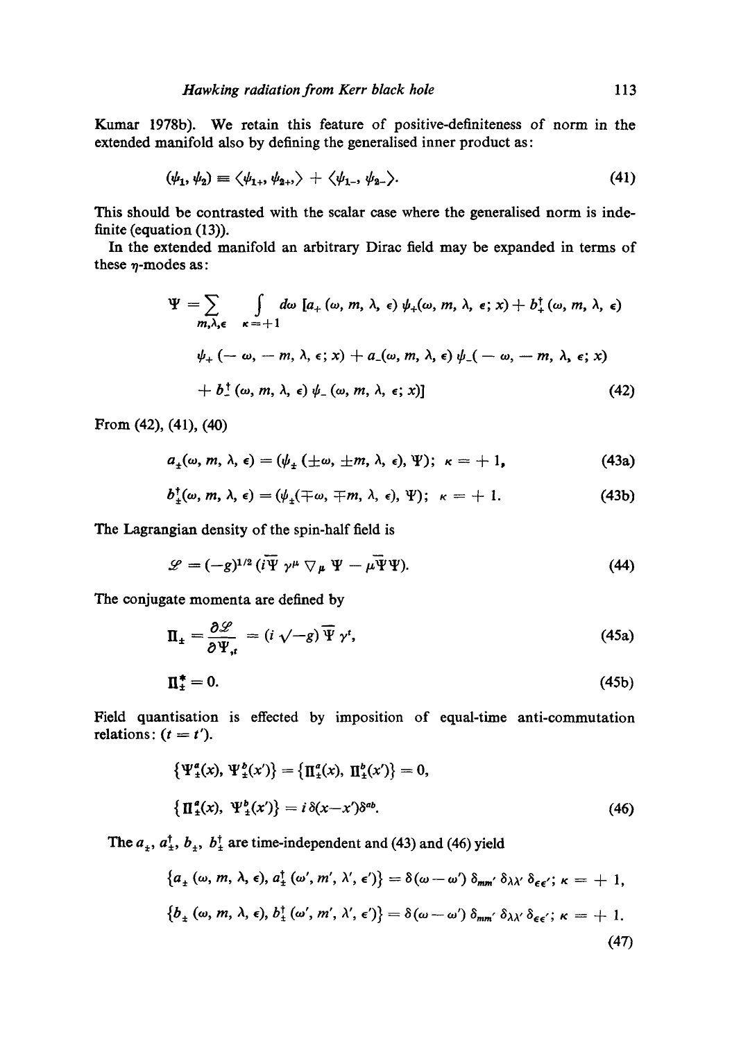Kumar 1978b). We retain this feature of positive-definiteness of norm in the extended manifold also by defining the generalised inner product as:

$$(\psi_1, \psi_2) \equiv \langle \psi_{1+}, \psi_{2+} \rangle + \langle \psi_{1-}, \psi_{2-} \rangle. \tag{41}$$

This should be contrasted with the scalar case where the generalised norm is indefinite (equation (13)).

In the extended manifold an arbitrary Dirac field may be expanded in terms of these $\eta$-modes as:

$$\Psi = \sum_{m, \lambda, \epsilon} \int_{\kappa = +1} d\omega \, [a_+(\omega, m, \lambda, \epsilon)\, \psi_+(\omega, m, \lambda, \epsilon; x) + b_+^\dagger(\omega, m, \lambda, \epsilon)$$
$$\psi_+(-\omega, -m, \lambda, \epsilon; x) + a_-(\omega, m, \lambda, \epsilon)\, \psi_-(-\omega, -m, \lambda, \epsilon; x)$$
$$+ b_-^\dagger(\omega, m, \lambda, \epsilon)\, \psi_-(\omega, m, \lambda, \epsilon; x)] \tag{42}$$

From (42), (41), (40)

$$a_\pm(\omega, m, \lambda, \epsilon) = (\psi_\pm(\pm\omega, \pm m, \lambda, \epsilon), \Psi); \;\; \kappa = +1, \tag{43a}$$

$$b_\pm^\dagger(\omega, m, \lambda, \epsilon) = (\psi_\pm(\mp\omega, \mp m, \lambda, \epsilon), \Psi); \;\; \kappa = +1. \tag{43b}$$

The Lagrangian density of the spin-half field is

$$\mathscr{L} = (-g)^{1/2} (i\overline{\Psi}\, \gamma^\mu \nabla_\mu \Psi - \mu \overline{\Psi} \Psi). \tag{44}$$

The conjugate momenta are defined by

$$\Pi_\pm = \frac{\partial \mathscr{L}}{\partial \Psi_{,t}} = (i\sqrt{-g})\, \overline{\Psi}\, \gamma^t, \tag{45a}$$

$$\Pi_\pm^* = 0. \tag{45b}$$

Field quantisation is effected by imposition of equal-time anti-commutation relations: $(t = t')$.

$$\{\Psi_\pm^a(x), \Psi_\pm^b(x')\} = \{\Pi_\pm^a(x), \Pi_\pm^b(x')\} = 0,$$
$$\{\Pi_\pm^a(x), \Psi_\pm^b(x')\} = i\,\delta(x - x')\delta^{ab}. \tag{46}$$

The $a_\pm$, $a_\pm^\dagger$, $b_\pm$, $b_\pm^\dagger$ are time-independent and (43) and (46) yield

$$\{a_\pm(\omega, m, \lambda, \epsilon), a_\pm^\dagger(\omega', m', \lambda', \epsilon')\} = \delta(\omega - \omega')\, \delta_{mm'}\, \delta_{\lambda\lambda'}\, \delta_{\epsilon\epsilon'}; \;\; \kappa = +1,$$
$$\{b_\pm(\omega, m, \lambda, \epsilon), b_\pm^\dagger(\omega', m', \lambda', \epsilon')\} = \delta(\omega - \omega')\, \delta_{mm'}\, \delta_{\lambda\lambda'}\, \delta_{\epsilon\epsilon'}; \;\; \kappa = +1. \tag{47}$$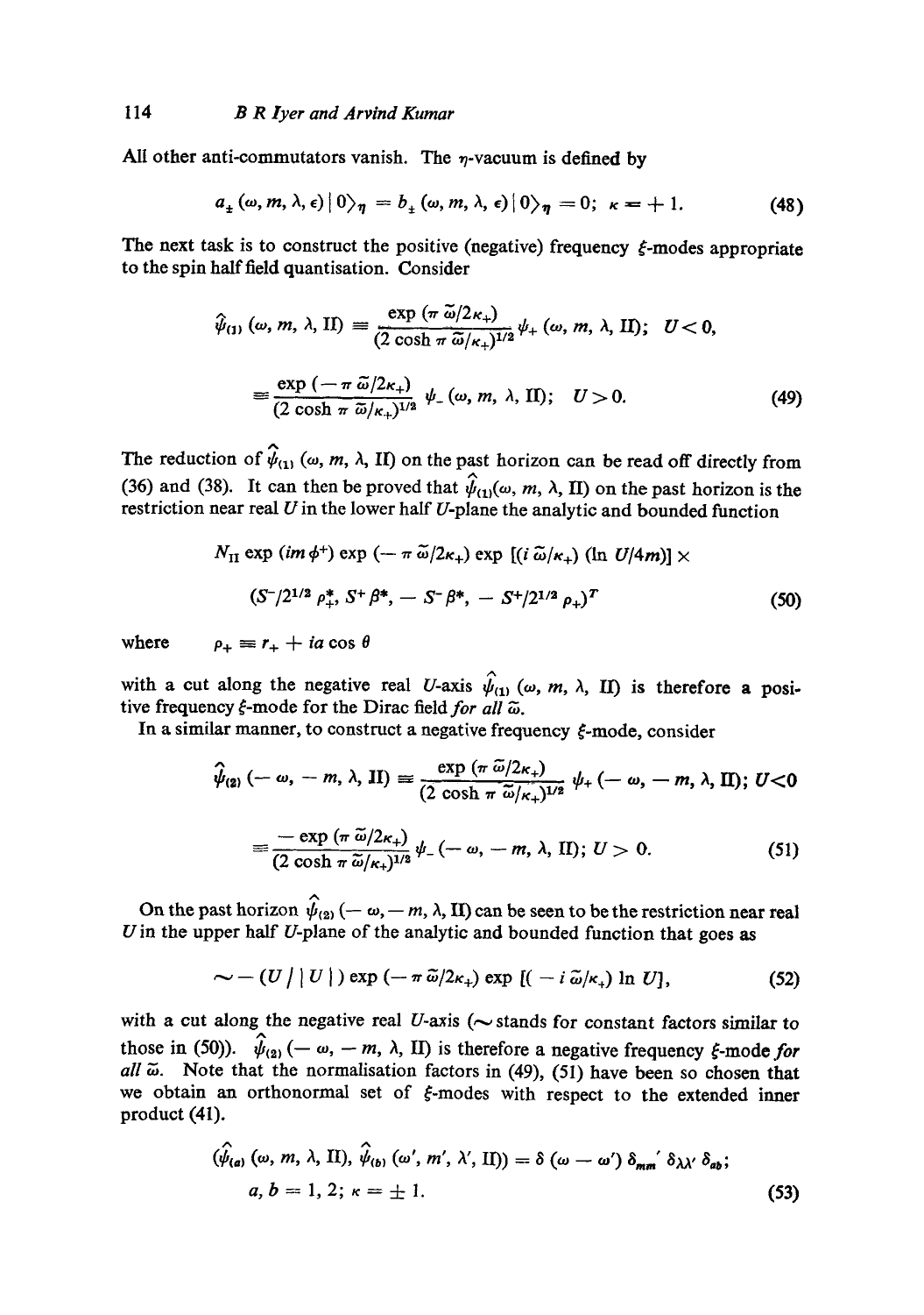All other anti-commutators vanish. The $\eta$-vacuum is defined by

$$a_{\pm}(\omega, m, \lambda, \epsilon)\,|\,0\rangle_{\eta} = b_{\pm}(\omega, m, \lambda, \epsilon)\,|\,0\rangle_{\eta} = 0; \quad \kappa = +1. \tag{48}$$

The next task is to construct the positive (negative) frequency $\xi$-modes appropriate to the spin half field quantisation. Consider

$$\begin{aligned}\hat{\psi}_{(1)}(\omega, m, \lambda, \text{II}) &\equiv \frac{\exp(\pi\tilde{\omega}/2\kappa_{+})}{(2\cosh\pi\tilde{\omega}/\kappa_{+})^{1/2}}\,\psi_{+}(\omega, m, \lambda, \text{II}); \quad U<0,\\ &\equiv \frac{\exp(-\pi\tilde{\omega}/2\kappa_{+})}{(2\cosh\pi\tilde{\omega}/\kappa_{+})^{1/2}}\,\psi_{-}(\omega, m, \lambda, \text{II}); \quad U>0.\end{aligned} \tag{49}$$

The reduction of $\hat{\psi}_{(1)}(\omega, m, \lambda, \text{II})$ on the past horizon can be read off directly from (36) and (38). It can then be proved that $\hat{\psi}_{(1)}(\omega, m, \lambda, \text{II})$ on the past horizon is the restriction near real $U$ in the lower half $U$-plane the analytic and bounded function

$$\begin{aligned}&N_{\text{II}}\exp(im\phi^{+})\exp(-\pi\tilde{\omega}/2\kappa_{+})\exp[(i\tilde{\omega}/\kappa_{+})(\ln U/4m)]\times\\ &(S^{-}/2^{1/2}\rho_{+}^{*},\ S^{+}\beta^{*},\ -S^{-}\beta^{*},\ -S^{+}/2^{1/2}\rho_{+})^{T}\end{aligned} \tag{50}$$

where $\quad \rho_{+} \equiv r_{+} + ia\cos\theta$

with a cut along the negative real $U$-axis $\hat{\psi}_{(1)}(\omega, m, \lambda, \text{II})$ is therefore a positive frequency $\xi$-mode for the Dirac field *for all* $\tilde{\omega}$.

In a similar manner, to construct a negative frequency $\xi$-mode, consider

$$\begin{aligned}\hat{\psi}_{(2)}(-\omega, -m, \lambda, \text{II}) &\equiv \frac{\exp(\pi\tilde{\omega}/2\kappa_{+})}{(2\cosh\pi\tilde{\omega}/\kappa_{+})^{1/2}}\,\psi_{+}(-\omega, -m, \lambda, \text{II}); \quad U<0\\ &\equiv \frac{-\exp(\pi\tilde{\omega}/2\kappa_{+})}{(2\cosh\pi\tilde{\omega}/\kappa_{+})^{1/2}}\,\psi_{-}(-\omega, -m, \lambda, \text{II}); \quad U>0.\end{aligned} \tag{51}$$

On the past horizon $\hat{\psi}_{(2)}(-\omega, -m, \lambda, \text{II})$ can be seen to be the restriction near real $U$ in the upper half $U$-plane of the analytic and bounded function that goes as

$$\sim -(U/|U|)\exp(-\pi\tilde{\omega}/2\kappa_{+})\exp[(-i\tilde{\omega}/\kappa_{+})\ln U], \tag{52}$$

with a cut along the negative real $U$-axis ($\sim$ stands for constant factors similar to those in (50)). $\hat{\psi}_{(2)}(-\omega, -m, \lambda, \text{II})$ is therefore a negative frequency $\xi$-mode *for all* $\tilde{\omega}$. Note that the normalisation factors in (49), (51) have been so chosen that we obtain an orthonormal set of $\xi$-modes with respect to the extended inner product (41).

$$\begin{aligned}&(\hat{\psi}_{(a)}(\omega, m, \lambda, \text{II}),\ \hat{\psi}_{(b)}(\omega', m', \lambda', \text{II})) = \delta(\omega-\omega')\,\delta_{mm'}\,\delta_{\lambda\lambda'}\,\delta_{ab};\\ &a, b = 1, 2;\ \kappa = \pm 1.\end{aligned} \tag{53}$$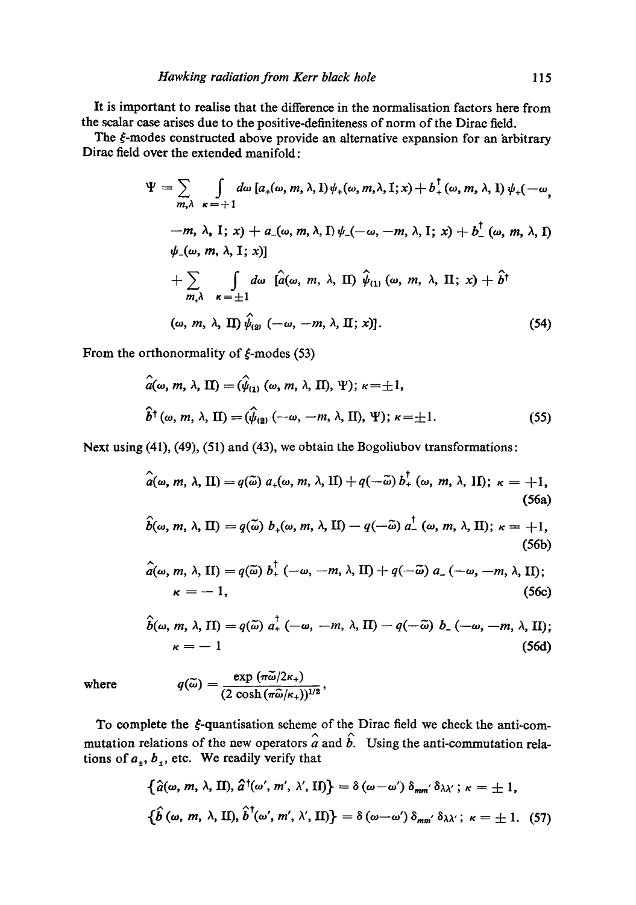It is important to realise that the difference in the normalisation factors here from the scalar case arises due to the positive-definiteness of norm of the Dirac field.

The $\xi$-modes constructed above provide an alternative expansion for an arbitrary Dirac field over the extended manifold:

$$
\begin{aligned}
\Psi = \sum_{m,\lambda} \sum_{\kappa=+1} \int d\omega \, [a_+(\omega, m, \lambda, \mathrm{I})\, \psi_+(\omega, m, \lambda, \mathrm{I}; x) + b_+^\dagger(\omega, m, \lambda, \mathrm{I})\, \psi_+(-\omega, \\
-m, \lambda, \mathrm{I}; x) + a_-(\omega, m, \lambda, \mathrm{I})\, \psi_-(-\omega, -m, \lambda, \mathrm{I}; x) + b_-^\dagger(\omega, m, \lambda, \mathrm{I}) \\
\psi_-(\omega, m, \lambda, \mathrm{I}; x)] \\
+ \sum_{m,\lambda} \sum_{\kappa=\pm 1} \int d\omega \, [\hat{a}(\omega, m, \lambda, \mathrm{II})\, \hat{\psi}_{(1)}(\omega, m, \lambda, \mathrm{II}; x) + \hat{b}^\dagger \\
(\omega, m, \lambda, \mathrm{II})\, \hat{\psi}_{(2)}(-\omega, -m, \lambda, \mathrm{II}; x)].
\end{aligned}
\tag{54}
$$

From the orthonormality of $\xi$-modes (53)

$$
\begin{aligned}
\hat{a}(\omega, m, \lambda, \mathrm{II}) &= (\hat{\psi}_{(1)}(\omega, m, \lambda, \mathrm{II}), \Psi); \; \kappa = \pm 1, \\
\hat{b}^\dagger(\omega, m, \lambda, \mathrm{II}) &= (\hat{\psi}_{(2)}(-\omega, -m, \lambda, \mathrm{II}), \Psi); \; \kappa = \pm 1.
\end{aligned}
\tag{55}
$$

Next using (41), (49), (51) and (43), we obtain the Bogoliubov transformations:

$$
\hat{a}(\omega, m, \lambda, \mathrm{II}) = q(\tilde{\omega})\, a_+(\omega, m, \lambda, \mathrm{II}) + q(-\tilde{\omega})\, b_+^\dagger(\omega, m, \lambda, \mathrm{II}); \; \kappa = +1,
\tag{56a}
$$

$$
\hat{b}(\omega, m, \lambda, \mathrm{II}) = q(\tilde{\omega})\, b_+(\omega, m, \lambda, \mathrm{II}) - q(-\tilde{\omega})\, a_-^\dagger(\omega, m, \lambda, \mathrm{II}); \; \kappa = +1,
\tag{56b}
$$

$$
\hat{a}(\omega, m, \lambda, \mathrm{II}) = q(\tilde{\omega})\, b_+^\dagger(-\omega, -m, \lambda, \mathrm{II}) + q(-\tilde{\omega})\, a_-(-\omega, -m, \lambda, \mathrm{II}); \; \kappa = -1,
\tag{56c}
$$

$$
\hat{b}(\omega, m, \lambda, \mathrm{II}) = q(\tilde{\omega})\, a_+^\dagger(-\omega, -m, \lambda, \mathrm{II}) - q(-\tilde{\omega})\, b_-(-\omega, -m, \lambda, \mathrm{II}); \; \kappa = -1
\tag{56d}
$$

where $$q(\tilde{\omega}) = \frac{\exp(\pi\tilde{\omega}/2\kappa_+)}{(2\cosh(\pi\tilde{\omega}/\kappa_+))^{1/2}},$$

To complete the $\xi$-quantisation scheme of the Dirac field we check the anti-commutation relations of the new operators $\hat{a}$ and $\hat{b}$. Using the anti-commutation relations of $a_\pm$, $b_\pm$, etc. We readily verify that

$$
\begin{aligned}
\{\hat{a}(\omega, m, \lambda, \mathrm{II}), \hat{a}^\dagger(\omega', m', \lambda', \mathrm{II})\} &= \delta(\omega - \omega')\, \delta_{mm'}\, \delta_{\lambda\lambda'}; \; \kappa = \pm 1, \\
\{\hat{b}(\omega, m, \lambda, \mathrm{II}), \hat{b}^\dagger(\omega', m', \lambda', \mathrm{II})\} &= \delta(\omega - \omega')\, \delta_{mm'}\, \delta_{\lambda\lambda'}; \; \kappa = \pm 1.
\end{aligned}
\tag{57}
$$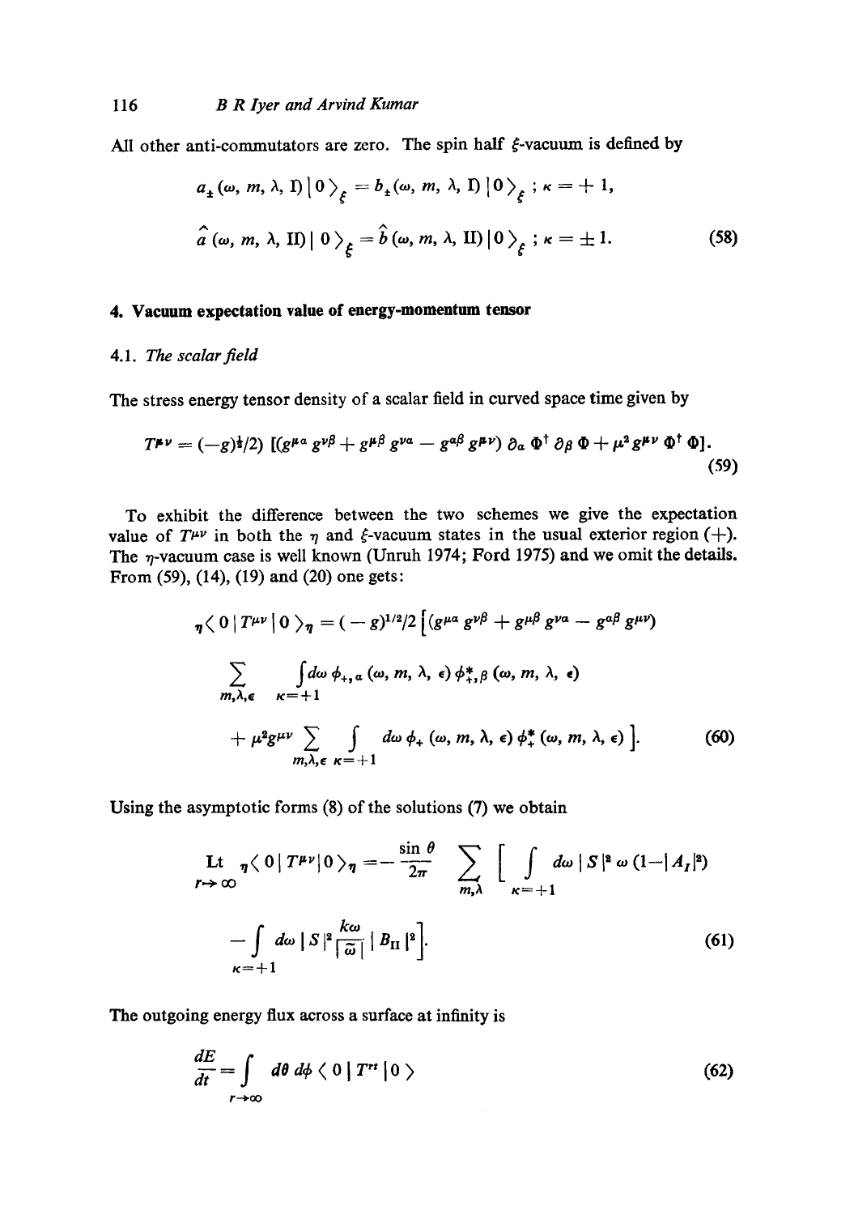All other anti-commutators are zero. The spin half $\xi$-vacuum is defined by

$$a_{\pm}(\omega, m, \lambda, \mathrm{I}) \,|\, 0 \rangle_{\xi} = b_{\pm}(\omega, m, \lambda, \mathrm{I}) \,|\, 0 \rangle_{\xi} \;;\; \kappa = +1,$$

$$\hat{a}(\omega, m, \lambda, \mathrm{II}) \,|\, 0 \rangle_{\xi} = \hat{b}(\omega, m, \lambda, \mathrm{II}) \,|\, 0 \rangle_{\xi} \;;\; \kappa = \pm 1. \tag{58}$$

## 4. Vacuum expectation value of energy-momentum tensor

### 4.1. *The scalar field*

The stress energy tensor density of a scalar field in curved space time given by

$$T^{\mu\nu} = (-g)^{\frac{1}{2}}/2) \left[ (g^{\mu\alpha} g^{\nu\beta} + g^{\mu\beta} g^{\nu\alpha} - g^{\alpha\beta} g^{\mu\nu}) \, \partial_{\alpha} \Phi^{\dagger} \, \partial_{\beta} \Phi + \mu^2 g^{\mu\nu} \Phi^{\dagger} \Phi \right]. \tag{59}$$

To exhibit the difference between the two schemes we give the expectation value of $T^{\mu\nu}$ in both the $\eta$ and $\xi$-vacuum states in the usual exterior region (+). The $\eta$-vacuum case is well known (Unruh 1974; Ford 1975) and we omit the details. From (59), (14), (19) and (20) one gets:

$$\begin{aligned} {}_{\eta}\langle 0 \,|\, T^{\mu\nu} \,|\, 0 \rangle_{\eta} = (-g)^{1/2}/2 \Big[ &(g^{\mu\alpha} g^{\nu\beta} + g^{\mu\beta} g^{\nu\alpha} - g^{\alpha\beta} g^{\mu\nu}) \\ &\sum_{m, \lambda, \epsilon} \int_{\kappa=+1} d\omega \, \phi_{+,\alpha}(\omega, m, \lambda, \epsilon) \, \phi^{*}_{+,\beta}(\omega, m, \lambda, \epsilon) \\ &+ \mu^2 g^{\mu\nu} \sum_{m, \lambda, \epsilon} \int_{\kappa=+1} d\omega \, \phi_{+}(\omega, m, \lambda, \epsilon) \, \phi^{*}_{+}(\omega, m, \lambda, \epsilon) \Big]. \end{aligned} \tag{60}$$

Using the asymptotic forms (8) of the solutions (7) we obtain

$$\underset{r \to \infty}{\mathrm{Lt}} \; {}_{\eta}\langle 0 \,|\, T^{\mu\nu} \,|\, 0 \rangle_{\eta} = -\frac{\sin\theta}{2\pi} \sum_{m, \lambda} \Big[ \int_{\kappa=+1} d\omega \, |S|^2 \, \omega \, (1 - |A_I|^2) - \int_{\kappa=+1} d\omega \, |S|^2 \frac{k\omega}{|\bar{\omega}|} \, |B_{\mathrm{II}}|^2 \Big]. \tag{61}$$

The outgoing energy flux across a surface at infinity is

$$\frac{dE}{dt} = \int_{r \to \infty} d\theta \, d\phi \, \langle 0 \,|\, T^{rt} \,|\, 0 \rangle \tag{62}$$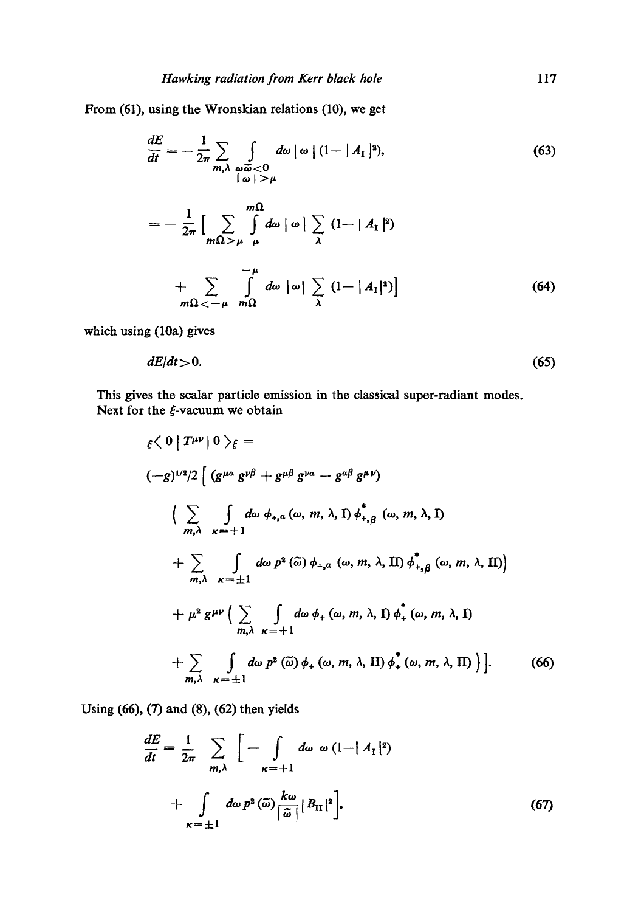From (61), using the Wronskian relations (10), we get

$$\frac{dE}{dt} = -\frac{1}{2\pi} \sum_{m,\lambda} \int_{\substack{\omega\tilde{\omega}<0 \\ |\omega|>\mu}} d\omega \, |\omega| \, (1 - |A_{\rm I}|^2), \tag{63}$$

$$= -\frac{1}{2\pi} \Big[ \sum_{m\Omega>\mu} \int_{\mu}^{m\Omega} d\omega \, |\omega| \sum_{\lambda} (1 - |A_{\rm I}|^2)$$

$$+ \sum_{m\Omega<-\mu} \int_{m\Omega}^{-\mu} d\omega \, |\omega| \sum_{\lambda} (1 - |A_{\rm I}|^2) \Big] \tag{64}$$

which using (10a) gives

$$dE/dt > 0. \tag{65}$$

This gives the scalar particle emission in the classical super-radiant modes. Next for the $\xi$-vacuum we obtain

$$_{\xi}\langle 0 \,|\, T^{\mu\nu} \,|\, 0 \rangle_{\xi} =$$

$$(-g)^{1/2}/2 \Big[ (g^{\mu\alpha} g^{\nu\beta} + g^{\mu\beta} g^{\nu\alpha} - g^{\alpha\beta} g^{\mu\nu})$$

$$\Big( \sum_{m,\lambda} \int_{\kappa=+1} d\omega \, \phi_{+,\alpha}(\omega, m, \lambda, {\rm I}) \, \phi^{*}_{+,\beta}(\omega, m, \lambda, {\rm I})$$

$$+ \sum_{m,\lambda} \int_{\kappa=\pm 1} d\omega \, p^2(\tilde{\omega}) \, \phi_{+,\alpha}(\omega, m, \lambda, {\rm II}) \, \phi^{*}_{+,\beta}(\omega, m, \lambda, {\rm II}) \Big)$$

$$+ \mu^2 g^{\mu\nu} \Big( \sum_{m,\lambda} \int_{\kappa=+1} d\omega \, \phi_{+}(\omega, m, \lambda, {\rm I}) \, \phi^{*}_{+}(\omega, m, \lambda, {\rm I})$$

$$+ \sum_{m,\lambda} \int_{\kappa=\pm 1} d\omega \, p^2(\tilde{\omega}) \, \phi_{+}(\omega, m, \lambda, {\rm II}) \, \phi^{*}_{+}(\omega, m, \lambda, {\rm II}) \Big) \Big]. \tag{66}$$

Using (66), (7) and (8), (62) then yields

$$\frac{dE}{dt} = \frac{1}{2\pi} \sum_{m,\lambda} \Big[ -\int_{\kappa=+1} d\omega \, \omega \, (1 - |A_{\rm I}|^2)$$

$$+ \int_{\kappa=\pm 1} d\omega \, p^2(\tilde{\omega}) \frac{\kappa\omega}{|\tilde{\omega}|} |B_{\rm II}|^2 \Big]. \tag{67}$$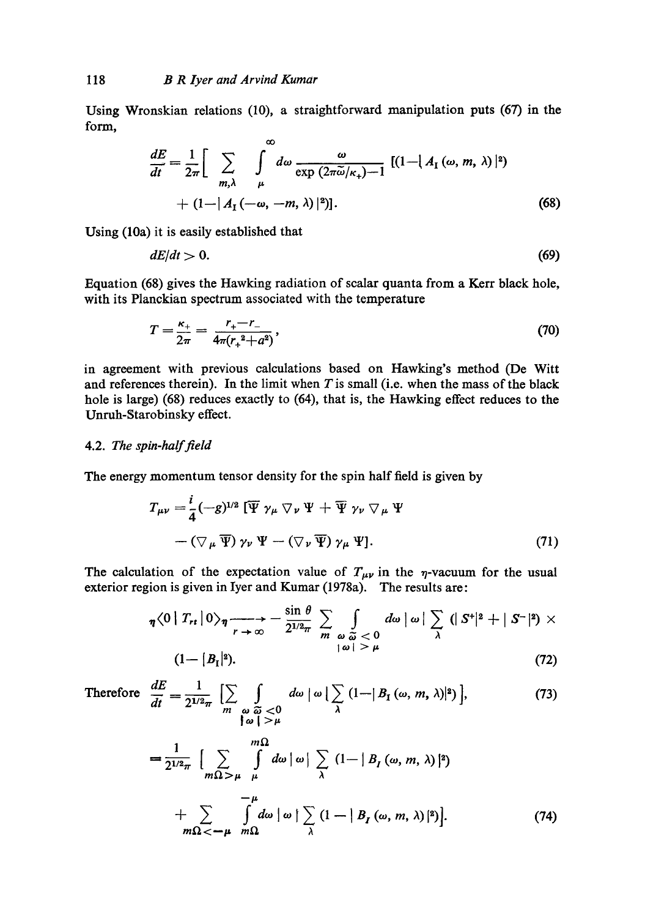Using Wronskian relations (10), a straightforward manipulation puts (67) in the form,

$$\frac{dE}{dt} = \frac{1}{2\pi}\Big[ \sum_{m,\lambda} \int_{\mu}^{\infty} d\omega \frac{\omega}{\exp(2\pi\tilde{\omega}/\kappa_+)-1} [(1-|A_I(\omega, m, \lambda)|^2)$$

$$+ (1-|A_I(-\omega, -m, \lambda)|^2)]. \tag{68}$$

Using (10a) it is easily established that

$$dE/dt > 0. \tag{69}$$

Equation (68) gives the Hawking radiation of scalar quanta from a Kerr black hole, with its Planckian spectrum associated with the temperature

$$T = \frac{\kappa_+}{2\pi} = \frac{r_+ - r_-}{4\pi(r_+^2 + a^2)}, \tag{70}$$

in agreement with previous calculations based on Hawking's method (De Witt and references therein). In the limit when $T$ is small (i.e. when the mass of the black hole is large) (68) reduces exactly to (64), that is, the Hawking effect reduces to the Unruh-Starobinsky effect.

### 4.2. *The spin-half field*

The energy momentum tensor density for the spin half field is given by

$$T_{\mu\nu} = \frac{i}{4}(-g)^{1/2} [\overline{\Psi}\, \gamma_\mu \nabla_\nu \Psi + \overline{\Psi}\, \gamma_\nu \nabla_\mu \Psi$$

$$- (\nabla_\mu \overline{\Psi})\, \gamma_\nu \Psi - (\nabla_\nu \overline{\Psi})\, \gamma_\mu \Psi]. \tag{71}$$

The calculation of the expectation value of $T_{\mu\nu}$ in the $\eta$-vacuum for the usual exterior region is given in Iyer and Kumar (1978a). The results are:

$${}_\eta\langle 0 \,|\, T_{rt} \,|\, 0\rangle_\eta \xrightarrow[r \to \infty]{} -\frac{\sin\theta}{2^{1/2}\pi} \sum_m \int_{\substack{\omega\tilde{\omega} < 0 \\ |\omega| > \mu}} d\omega \,|\omega| \sum_\lambda (|S^+|^2 + |S^-|^2) \times$$

$$(1 - |B_I|^2). \tag{72}$$

Therefore

$$\frac{dE}{dt} = \frac{1}{2^{1/2}\pi} \Big[\sum_m \int_{\substack{\omega\tilde{\omega} < 0 \\ |\omega| > \mu}} d\omega \,|\omega| \Big[\sum_\lambda (1 - |B_I(\omega, m, \lambda)|^2)\Big], \tag{73}$$

$$= \frac{1}{2^{1/2}\pi} \Big[ \sum_{m\Omega > \mu} \int_{\mu}^{m\Omega} d\omega \,|\omega| \sum_\lambda (1 - |B_I(\omega, m, \lambda)|^2)$$

$$+ \sum_{m\Omega < -\mu} \int_{m\Omega}^{-\mu} d\omega \,|\omega| \sum_\lambda (1 - |B_I(\omega, m, \lambda)|^2)\Big]. \tag{74}$$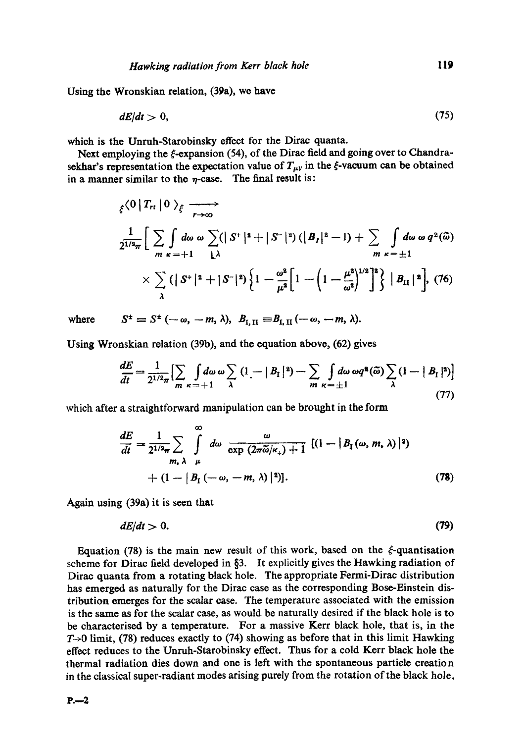Using the Wronskian relation, (39a), we have

$$dE/dt > 0, \tag{75}$$

which is the Unruh-Starobinsky effect for the Dirac quanta.

Next employing the $\xi$-expansion (54), of the Dirac field and going over to Chandrasekhar's representation the expectation value of $T_{\mu\nu}$ in the $\xi$-vacuum can be obtained in a manner similar to the $\eta$-case. The final result is:

$$
{}_{\xi}\langle 0 \,|\, T_{rt} \,|\, 0 \rangle_{\xi} \xrightarrow[r\to\infty]{} \frac{1}{2^{1/2}\pi}\Big[ \sum_{m\ \kappa=+1} \int d\omega\, \omega \sum_{\lambda} (|S^{+}|^{2} + |S^{-}|^{2})(|B_{I}|^{2} - 1) + \sum_{m\ \kappa=\pm 1} \int d\omega\, \omega\, q^{2}(\tilde{\omega}) \times \sum_{\lambda} (|S^{+}|^{2} + |S^{-}|^{2}) \Big\{ 1 - \frac{\omega^{2}}{\mu^{2}} \Big[ 1 - \Big( 1 - \frac{\mu^{2}}{\omega^{2}} \Big)^{1/2} \Big]^{2} \Big\} \,|B_{II}|^{2} \Big], \tag{76}
$$

where $\quad S^{\pm} \equiv S^{\pm}(-\omega, -m, \lambda), \quad B_{I,II} \equiv B_{I,II}(-\omega, -m, \lambda).$

Using Wronskian relation (39b), and the equation above, (62) gives

$$
\frac{dE}{dt} = \frac{1}{2^{1/2}\pi}\Big[ \sum_{m\ \kappa=+1} \int d\omega\, \omega \sum_{\lambda} (1 - |B_{I}|^{2}) - \sum_{m\ \kappa=\pm 1} \int d\omega\, \omega q^{2}(\tilde{\omega}) \sum_{\lambda} (1 - |B_{I}|^{2}) \Big] \tag{77}
$$

which after a straightforward manipulation can be brought in the form

$$
\frac{dE}{dt} = \frac{1}{2^{1/2}\pi} \sum_{m,\lambda} \int_{\mu}^{\infty} d\omega \frac{\omega}{\exp(2\pi\tilde{\omega}/\kappa_{+}) + 1} \left[ (1 - |B_{I}(\omega, m, \lambda)|^{2}) + (1 - |B_{I}(-\omega, -m, \lambda)|^{2}) \right]. \tag{78}
$$

Again using (39a) it is seen that

$$dE/dt > 0. \tag{79}$$

Equation (78) is the main new result of this work, based on the $\xi$-quantisation scheme for Dirac field developed in §3. It explicitly gives the Hawking radiation of Dirac quanta from a rotating black hole. The appropriate Fermi-Dirac distribution has emerged as naturally for the Dirac case as the corresponding Bose-Einstein distribution emerges for the scalar case. The temperature associated with the emission is the same as for the scalar case, as would be naturally desired if the black hole is to be characterised by a temperature. For a massive Kerr black hole, that is, in the $T\to 0$ limit, (78) reduces exactly to (74) showing as before that in this limit Hawking effect reduces to the Unruh-Starobinsky effect. Thus for a cold Kerr black hole the thermal radiation dies down and one is left with the spontaneous particle creation in the classical super-radiant modes arising purely from the rotation of the black hole.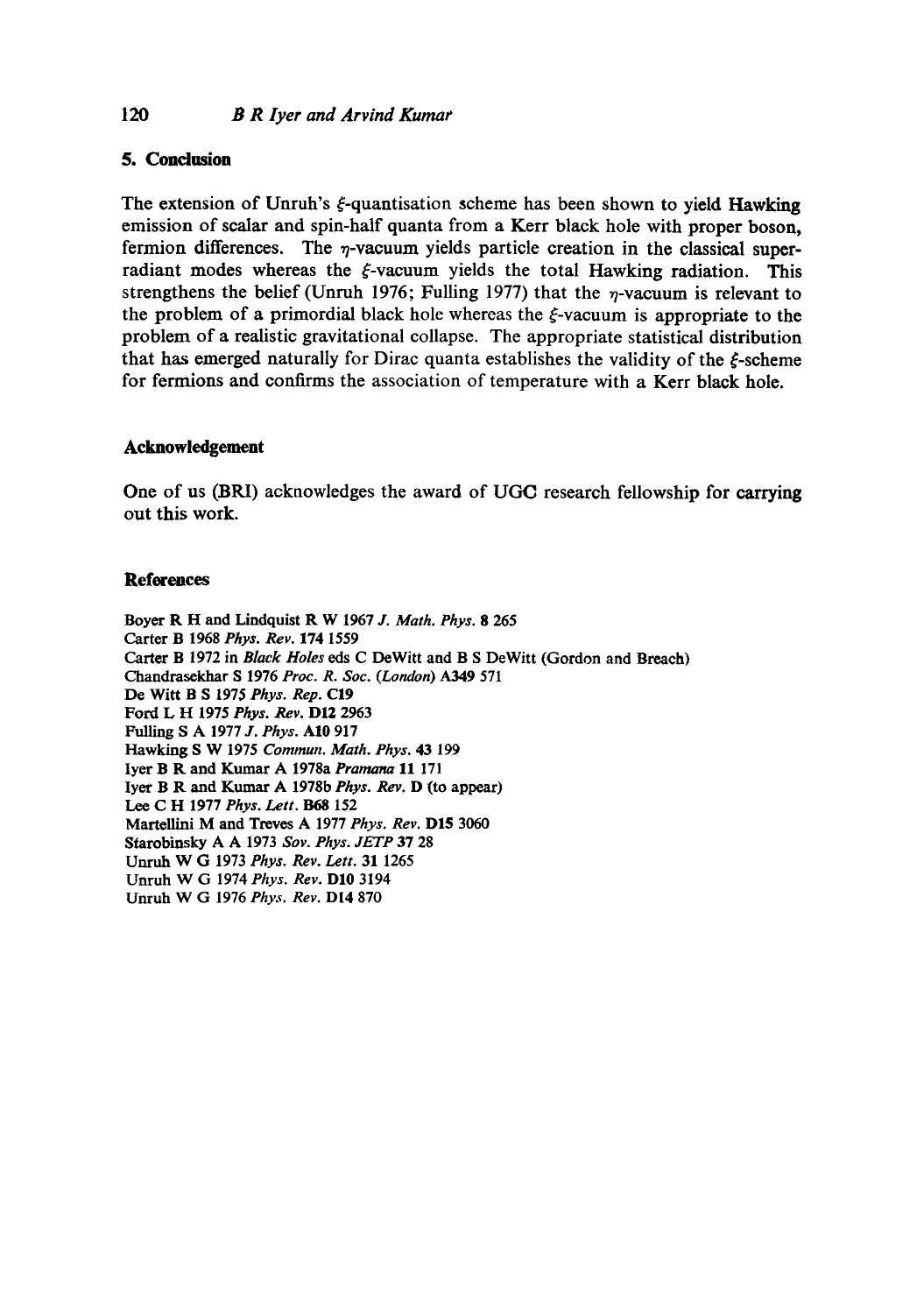## 5. Conclusion

The extension of Unruh's $\xi$-quantisation scheme has been shown to yield Hawking emission of scalar and spin-half quanta from a Kerr black hole with proper boson, fermion differences. The $\eta$-vacuum yields particle creation in the classical super-radiant modes whereas the $\xi$-vacuum yields the total Hawking radiation. This strengthens the belief (Unruh 1976; Fulling 1977) that the $\eta$-vacuum is relevant to the problem of a primordial black hole whereas the $\xi$-vacuum is appropriate to the problem of a realistic gravitational collapse. The appropriate statistical distribution that has emerged naturally for Dirac quanta establishes the validity of the $\xi$-scheme for fermions and confirms the association of temperature with a Kerr black hole.

## Acknowledgement

One of us (BRI) acknowledges the award of UGC research fellowship for carrying out this work.

## References

Boyer R H and Lindquist R W 1967 *J. Math. Phys.* **8** 265
Carter B 1968 *Phys. Rev.* **174** 1559
Carter B 1972 in *Black Holes* eds C DeWitt and B S DeWitt (Gordon and Breach)
Chandrasekhar S 1976 *Proc. R. Soc. (London)* **A349** 571
De Witt B S 1975 *Phys. Rep.* **C19**
Ford L H 1975 *Phys. Rev.* **D12** 2963
Fulling S A 1977 *J. Phys.* **A10** 917
Hawking S W 1975 *Commun. Math. Phys.* **43** 199
Iyer B R and Kumar A 1978a *Pramana* **11** 171
Iyer B R and Kumar A 1978b *Phys. Rev.* **D** (to appear)
Lee C H 1977 *Phys. Lett.* **B68** 152
Martellini M and Treves A 1977 *Phys. Rev.* **D15** 3060
Starobinsky A A 1973 *Sov. Phys. JETP* **37** 28
Unruh W G 1973 *Phys. Rev. Lett.* **31** 1265
Unruh W G 1974 *Phys. Rev.* **D10** 3194
Unruh W G 1976 *Phys. Rev.* **D14** 870